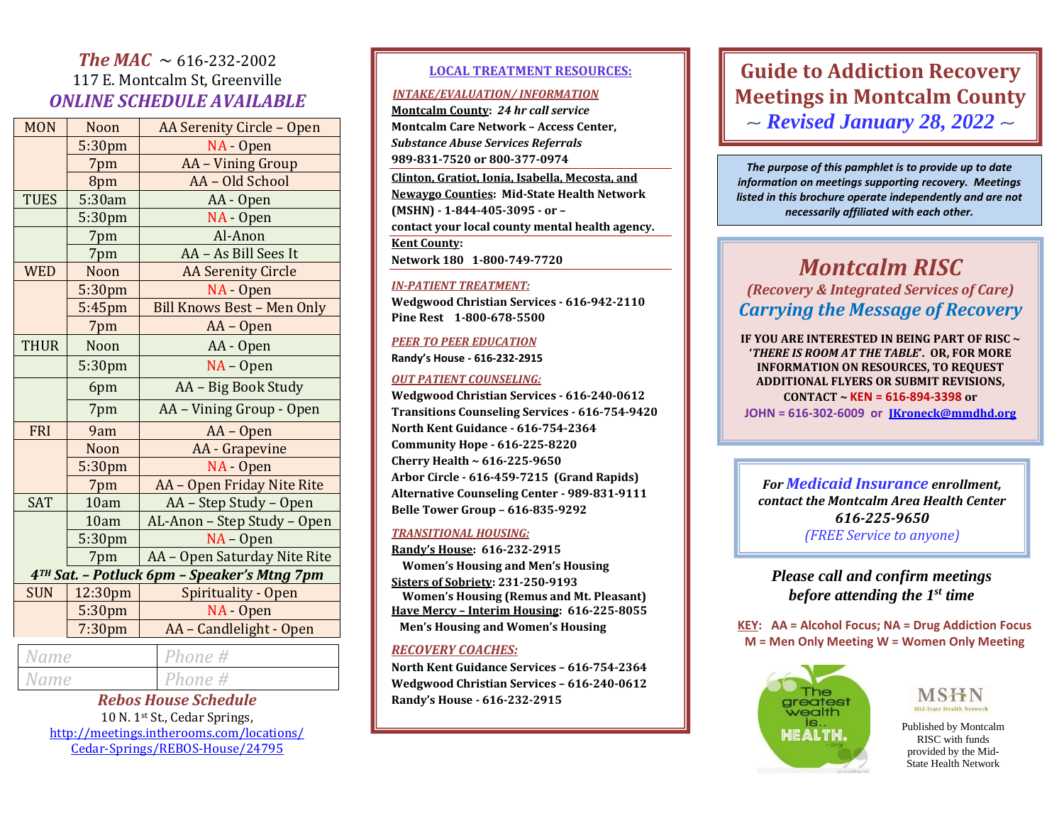## The MAC ~ 616-232-2002

117 E. Montcalm St, Greenville

***ONLINE SCHEDULE AVAILABLE***

| Day | Time | Meeting |
|---|---|---|
| MON | Noon | AA Serenity Circle – Open |
| | 5:30pm | NA - Open |
| | 7pm | AA – Vining Group |
| | 8pm | AA – Old School |
| TUES | 5:30am | AA - Open |
| | 5:30pm | NA - Open |
| | 7pm | Al-Anon |
| | 7pm | AA – As Bill Sees It |
| WED | Noon | AA Serenity Circle |
| | 5:30pm | NA - Open |
| | 5:45pm | Bill Knows Best – Men Only |
| | 7pm | AA – Open |
| THUR | Noon | AA - Open |
| | 5:30pm | NA – Open |
| | 6pm | AA – Big Book Study |
| | 7pm | AA – Vining Group - Open |
| FRI | 9am | AA – Open |
| | Noon | AA - Grapevine |
| | 5:30pm | NA - Open |
| | 7pm | AA – Open Friday Nite Rite |
| SAT | 10am | AA – Step Study – Open |
| | 10am | AL-Anon – Step Study – Open |
| | 5:30pm | NA – Open |
| | 7pm | AA – Open Saturday Nite Rite |
| ***4TH Sat. – Potluck 6pm – Speaker's Mtng 7pm*** | | |
| SUN | 12:30pm | Spirituality - Open |
| | 5:30pm | NA - Open |
| | 7:30pm | AA – Candlelight - Open |

| Name | Phone # |
|---|---|
| Name | Phone # |

### Rebos House Schedule

10 N. 1st St., Cedar Springs,
http://meetings.intherooms.com/locations/Cedar-Springs/REBOS-House/24795

## LOCAL TREATMENT RESOURCES:

***INTAKE/EVALUATION/ INFORMATION***

**Montcalm County: *24 hr call service***
**Montcalm Care Network – Access Center,**
***Substance Abuse Services Referrals***
**989-831-7520 or 800-377-0974**

**Clinton, Gratiot, Ionia, Isabella, Mecosta, and Newaygo Counties: Mid-State Health Network (MSHN) - 1-844-405-3095 - or – contact your local county mental health agency.**

**Kent County:**
**Network 180 1-800-749-7720**

***IN-PATIENT TREATMENT:***

**Wedgwood Christian Services - 616-942-2110**
**Pine Rest 1-800-678-5500**

***PEER TO PEER EDUCATION***

**Randy's House - 616-232-2915**

***OUT PATIENT COUNSELING:***

**Wedgwood Christian Services - 616-240-0612**
**Transitions Counseling Services - 616-754-9420**
**North Kent Guidance - 616-754-2364**
**Community Hope - 616-225-8220**
**Cherry Health ~ 616-225-9650**
**Arbor Circle - 616-459-7215 (Grand Rapids)**
**Alternative Counseling Center - 989-831-9111**
**Belle Tower Group – 616-835-9292**

***TRANSITIONAL HOUSING:***

**Randy's House: 616-232-2915**
**Women's Housing and Men's Housing**
**Sisters of Sobriety: 231-250-9193**
**Women's Housing (Remus and Mt. Pleasant)**
**Have Mercy – Interim Housing: 616-225-8055**
**Men's Housing and Women's Housing**

***RECOVERY COACHES:***

**North Kent Guidance Services – 616-754-2364**
**Wedgwood Christian Services – 616-240-0612**
**Randy's House - 616-232-2915**

# Guide to Addiction Recovery Meetings in Montcalm County

## *~ Revised January 28, 2022 ~*

***The purpose of this pamphlet is to provide up to date information on meetings supporting recovery. Meetings listed in this brochure operate independently and are not necessarily affiliated with each other.***

## *Montcalm RISC*

***(Recovery & Integrated Services of Care)***

***Carrying the Message of Recovery***

**IF YOU ARE INTERESTED IN BEING PART OF RISC ~ '*THERE IS ROOM AT THE TABLE*'. OR, FOR MORE INFORMATION ON RESOURCES, TO REQUEST ADDITIONAL FLYERS OR SUBMIT REVISIONS, CONTACT ~ KEN = 616-894-3398 or JOHN = 616-302-6009 or JKroneck@mmdhd.org**

***For Medicaid Insurance enrollment, contact the Montcalm Area Health Center***
***616-225-9650***
*(FREE Service to anyone)*

***Please call and confirm meetings before attending the 1st time***

**KEY: AA = Alcohol Focus; NA = Drug Addiction Focus**
**M = Men Only Meeting W = Women Only Meeting**

The greatest wealth is.. HEALTH. ~Virgil

MSHN Mid-State Health Network

Published by Montcalm RISC with funds provided by the Mid-State Health Network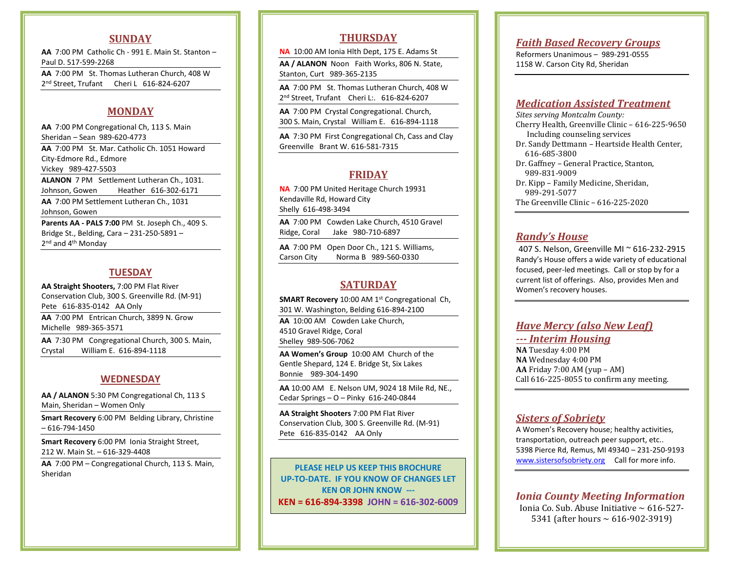## SUNDAY

**AA** 7:00 PM Catholic Ch - 991 E. Main St. Stanton – Paul D. 517-599-2268

**AA** 7:00 PM St. Thomas Lutheran Church, 408 W 2nd Street, Trufant Cheri L 616-824-6207

## MONDAY

**AA** 7:00 PM Congregational Ch, 113 S. Main Sheridan – Sean 989-620-4773

**AA** 7:00 PM St. Mar. Catholic Ch. 1051 Howard City-Edmore Rd., Edmore Vickey 989-427-5503

**ALANON** 7 PM Settlement Lutheran Ch., 1031. Johnson, Gowen Heather 616-302-6171

**AA** 7:00 PM Settlement Lutheran Ch., 1031 Johnson, Gowen

**Parents AA - PALS 7:00** PM St. Joseph Ch., 409 S. Bridge St., Belding, Cara – 231-250-5891 – 2nd and 4th Monday

## TUESDAY

**AA Straight Shooters,** 7:00 PM Flat River Conservation Club, 300 S. Greenville Rd. (M-91) Pete 616-835-0142 AA Only

**AA** 7:00 PM Entrican Church, 3899 N. Grow Michelle 989-365-3571

**AA** 7:30 PM Congregational Church, 300 S. Main, Crystal William E. 616-894-1118

## WEDNESDAY

**AA / ALANON** 5:30 PM Congregational Ch, 113 S Main, Sheridan – Women Only

**Smart Recovery** 6:00 PM Belding Library, Christine – 616-794-1450

**Smart Recovery** 6:00 PM Ionia Straight Street, 212 W. Main St. – 616-329-4408

**AA** 7:00 PM – Congregational Church, 113 S. Main, Sheridan

## THURSDAY

**NA** 10:00 AM Ionia Hlth Dept, 175 E. Adams St

**AA / ALANON** Noon Faith Works, 806 N. State, Stanton, Curt 989-365-2135

**AA** 7:00 PM St. Thomas Lutheran Church, 408 W 2nd Street, Trufant Cheri L:. 616-824-6207

**AA** 7:00 PM Crystal Congregational. Church, 300 S. Main, Crystal William E. 616-894-1118

**AA** 7:30 PM First Congregational Ch, Cass and Clay Greenville Brant W. 616-581-7315

## FRIDAY

**NA** 7:00 PM United Heritage Church 19931 Kendaville Rd, Howard City Shelly 616-498-3494

**AA** 7:00 PM Cowden Lake Church, 4510 Gravel Ridge, Coral Jake 980-710-6897

**AA** 7:00 PM Open Door Ch., 121 S. Williams, Carson City Norma B 989-560-0330

## SATURDAY

**SMART Recovery** 10:00 AM 1st Congregational Ch, 301 W. Washington, Belding 616-894-2100

**AA** 10:00 AM Cowden Lake Church, 4510 Gravel Ridge, Coral Shelley 989-506-7062

**AA Women's Group** 10:00 AM Church of the Gentle Shepard, 124 E. Bridge St, Six Lakes Bonnie 989-304-1490

**AA** 10:00 AM E. Nelson UM, 9024 18 Mile Rd, NE., Cedar Springs – O – Pinky 616-240-0844

**AA Straight Shooters** 7:00 PM Flat River Conservation Club, 300 S. Greenville Rd. (M-91) Pete 616-835-0142 AA Only

**PLEASE HELP US KEEP THIS BROCHURE UP-TO-DATE. IF YOU KNOW OF CHANGES LET KEN OR JOHN KNOW ---**
**KEN = 616-894-3398 JOHN = 616-302-6009**

## *Faith Based Recovery Groups*

Reformers Unanimous – 989-291-0555
1158 W. Carson City Rd, Sheridan

## *Medication Assisted Treatment*

*Sites serving Montcalm County:*
Cherry Health, Greenville Clinic – 616-225-9650
Including counseling services
Dr. Sandy Dettmann – Heartside Health Center, 616-685-3800
Dr. Gaffney – General Practice, Stanton, 989-831-9009
Dr. Kipp – Family Medicine, Sheridan, 989-291-5077
The Greenville Clinic – 616-225-2020

## *Randy's House*

407 S. Nelson, Greenville MI ~ 616-232-2915
Randy's House offers a wide variety of educational focused, peer-led meetings. Call or stop by for a current list of offerings. Also, provides Men and Women's recovery houses.

## *Have Mercy (also New Leaf) --- Interim Housing*

**NA** Tuesday 4:00 PM
**NA** Wednesday 4:00 PM
**AA** Friday 7:00 AM (yup – AM)
Call 616-225-8055 to confirm any meeting.

## *Sisters of Sobriety*

A Women's Recovery house; healthy activities, transportation, outreach peer support, etc..
5398 Pierce Rd, Remus, MI 49340 – 231-250-9193
www.sistersofsobriety.org Call for more info.

## *Ionia County Meeting Information*

Ionia Co. Sub. Abuse Initiative ~ 616-527-5341 (after hours ~ 616-902-3919)